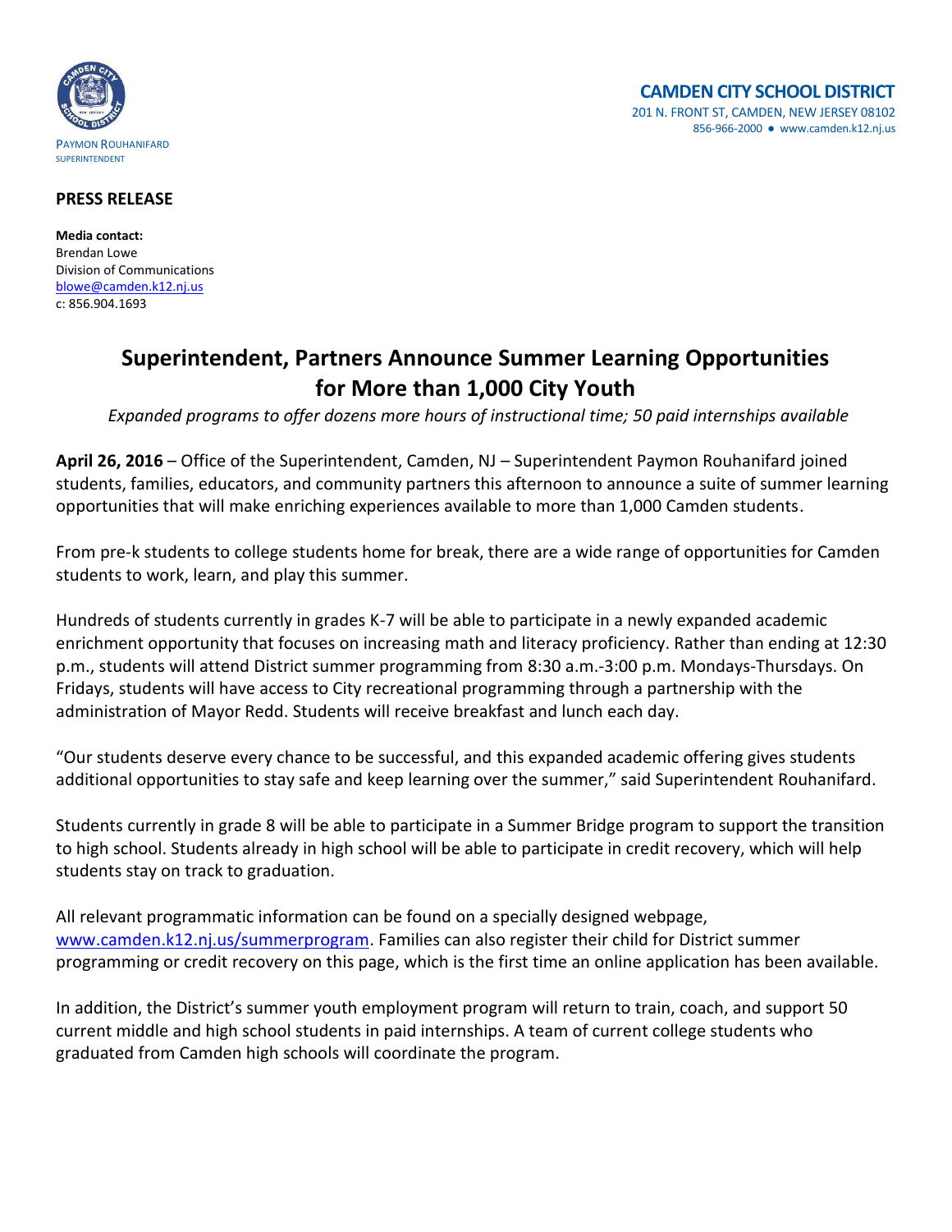PAYMON ROUHANIFARD
SUPERINTENDENT

**CAMDEN CITY SCHOOL DISTRICT**
201 N. FRONT ST, CAMDEN, NEW JERSEY 08102
856-966-2000 ● www.camden.k12.nj.us

**PRESS RELEASE**

**Media contact:**
Brendan Lowe
Division of Communications
blowe@camden.k12.nj.us
c: 856.904.1693

# Superintendent, Partners Announce Summer Learning Opportunities for More than 1,000 City Youth

*Expanded programs to offer dozens more hours of instructional time; 50 paid internships available*

**April 26, 2016** – Office of the Superintendent, Camden, NJ – Superintendent Paymon Rouhanifard joined students, families, educators, and community partners this afternoon to announce a suite of summer learning opportunities that will make enriching experiences available to more than 1,000 Camden students.

From pre-k students to college students home for break, there are a wide range of opportunities for Camden students to work, learn, and play this summer.

Hundreds of students currently in grades K-7 will be able to participate in a newly expanded academic enrichment opportunity that focuses on increasing math and literacy proficiency. Rather than ending at 12:30 p.m., students will attend District summer programming from 8:30 a.m.-3:00 p.m. Mondays-Thursdays. On Fridays, students will have access to City recreational programming through a partnership with the administration of Mayor Redd. Students will receive breakfast and lunch each day.

"Our students deserve every chance to be successful, and this expanded academic offering gives students additional opportunities to stay safe and keep learning over the summer," said Superintendent Rouhanifard.

Students currently in grade 8 will be able to participate in a Summer Bridge program to support the transition to high school. Students already in high school will be able to participate in credit recovery, which will help students stay on track to graduation.

All relevant programmatic information can be found on a specially designed webpage, www.camden.k12.nj.us/summerprogram. Families can also register their child for District summer programming or credit recovery on this page, which is the first time an online application has been available.

In addition, the District's summer youth employment program will return to train, coach, and support 50 current middle and high school students in paid internships. A team of current college students who graduated from Camden high schools will coordinate the program.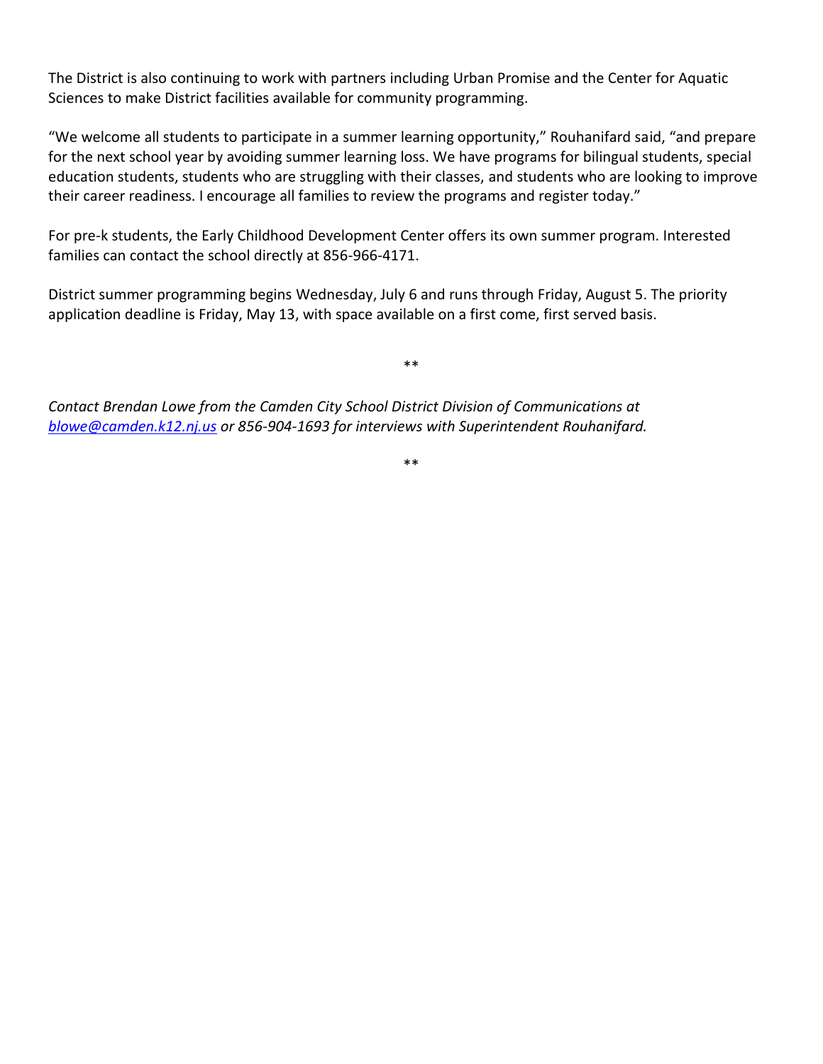The District is also continuing to work with partners including Urban Promise and the Center for Aquatic Sciences to make District facilities available for community programming.

"We welcome all students to participate in a summer learning opportunity," Rouhanifard said, "and prepare for the next school year by avoiding summer learning loss. We have programs for bilingual students, special education students, students who are struggling with their classes, and students who are looking to improve their career readiness. I encourage all families to review the programs and register today."

For pre-k students, the Early Childhood Development Center offers its own summer program. Interested families can contact the school directly at 856-966-4171.

District summer programming begins Wednesday, July 6 and runs through Friday, August 5. The priority application deadline is Friday, May 13, with space available on a first come, first served basis.

**

*Contact Brendan Lowe from the Camden City School District Division of Communications at [blowe@camden.k12.nj.us](mailto:blowe@camden.k12.nj.us) or 856-904-1693 for interviews with Superintendent Rouhanifard.*

**